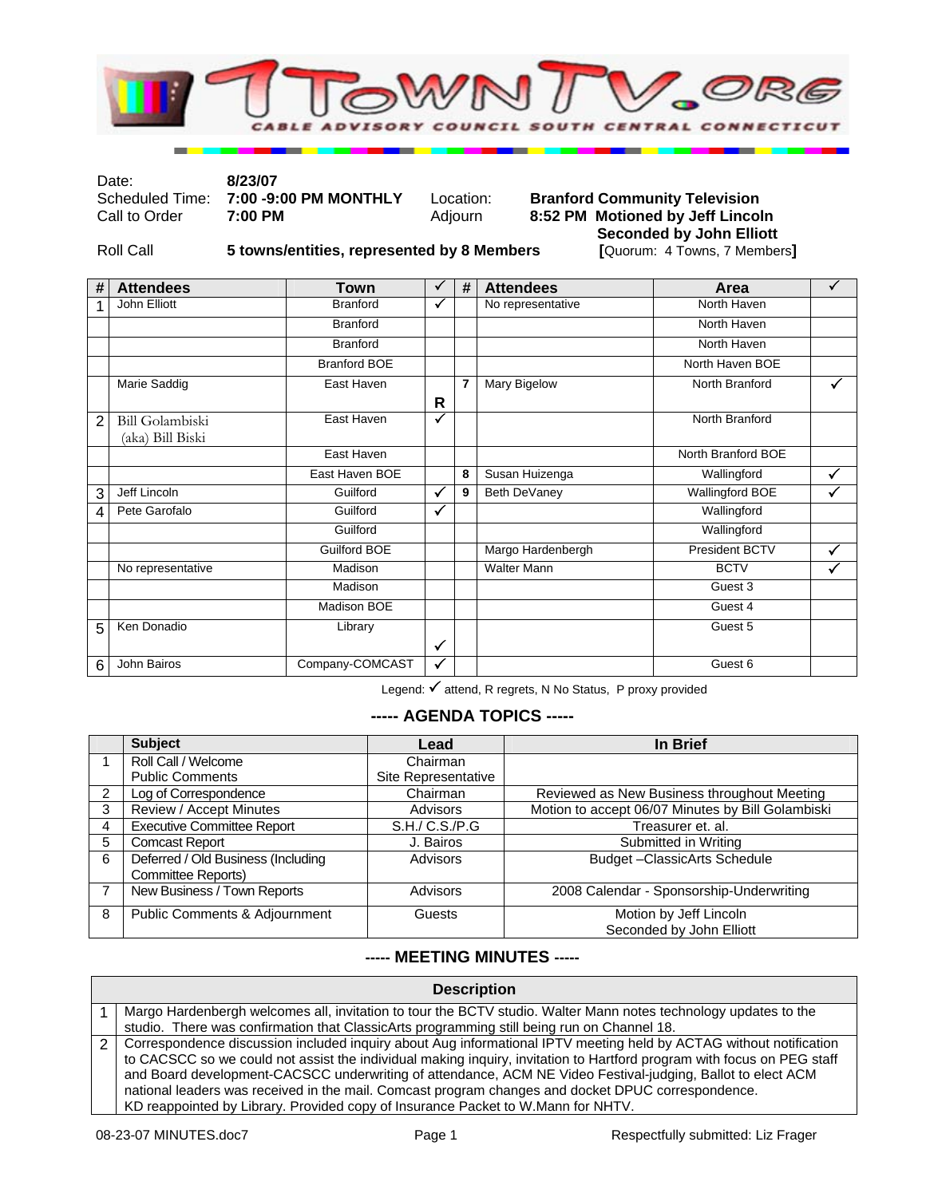# 1TownTV.org

CABLE ADVISORY COUNCIL SOUTH CENTRAL CONNECTICUT

| | | | |
|---|---|---|---|
| Date: | **8/23/07** | | |
| Scheduled Time: | **7:00 -9:00 PM MONTHLY** | Location: | **Branford Community Television** |
| Call to Order | **7:00 PM** | Adjourn | **8:52 PM Motioned by Jeff Lincoln Seconded by John Elliott** |
| Roll Call | **5 towns/entities, represented by 8 Members** | | **[**Quorum: 4 Towns, 7 Members**]** |

| # | Attendees | Town | ✓ | # | Attendees | Area | ✓ |
|---|---|---|---|---|---|---|---|
| 1 | John Elliott | Branford | ✓ | | No representative | North Haven | |
| | | Branford | | | | North Haven | |
| | | Branford | | | | North Haven | |
| | | Branford BOE | | | | North Haven BOE | |
| | Marie Saddig | East Haven | R | 7 | Mary Bigelow | North Branford | ✓ |
| 2 | Bill Golambiski (aka) Bill Biski | East Haven | ✓ | | | North Branford | |
| | | East Haven | | | | North Branford BOE | |
| | | East Haven BOE | | 8 | Susan Huizenga | Wallingford | ✓ |
| 3 | Jeff Lincoln | Guilford | ✓ | 9 | Beth DeVaney | Wallingford BOE | ✓ |
| 4 | Pete Garofalo | Guilford | ✓ | | | Wallingford | |
| | | Guilford | | | | Wallingford | |
| | | Guilford BOE | | | Margo Hardenbergh | President BCTV | ✓ |
| | No representative | Madison | | | Walter Mann | BCTV | ✓ |
| | | Madison | | | | Guest 3 | |
| | | Madison BOE | | | | Guest 4 | |
| 5 | Ken Donadio | Library | ✓ | | | Guest 5 | |
| 6 | John Bairos | Company-COMCAST | ✓ | | | Guest 6 | |

Legend: ✓ attend, R regrets, N No Status, P proxy provided

## ----- AGENDA TOPICS -----

| | Subject | Lead | In Brief |
|---|---|---|---|
| 1 | Roll Call / Welcome<br>Public Comments | Chairman<br>Site Representative | |
| 2 | Log of Correspondence | Chairman | Reviewed as New Business throughout Meeting |
| 3 | Review / Accept Minutes | Advisors | Motion to accept 06/07 Minutes by Bill Golambiski |
| 4 | Executive Committee Report | S.H./ C.S./P.G | Treasurer et. al. |
| 5 | Comcast Report | J. Bairos | Submitted in Writing |
| 6 | Deferred / Old Business (Including Committee Reports) | Advisors | Budget –ClassicArts Schedule |
| 7 | New Business / Town Reports | Advisors | 2008 Calendar - Sponsorship-Underwriting |
| 8 | Public Comments & Adjournment | Guests | Motion by Jeff Lincoln<br>Seconded by John Elliott |

## ----- MEETING MINUTES -----

| | Description |
|---|---|
| 1 | Margo Hardenbergh welcomes all, invitation to tour the BCTV studio. Walter Mann notes technology updates to the studio. There was confirmation that ClassicArts programming still being run on Channel 18. |
| 2 | Correspondence discussion included inquiry about Aug informational IPTV meeting held by ACTAG without notification to CACSCC so we could not assist the individual making inquiry, invitation to Hartford program with focus on PEG staff and Board development-CACSCC underwriting of attendance, ACM NE Video Festival-judging, Ballot to elect ACM national leaders was received in the mail. Comcast program changes and docket DPUC correspondence.<br>KD reappointed by Library. Provided copy of Insurance Packet to W.Mann for NHTV. |

08-23-07 MINUTES.doc7 — Respectfully submitted: Liz Frager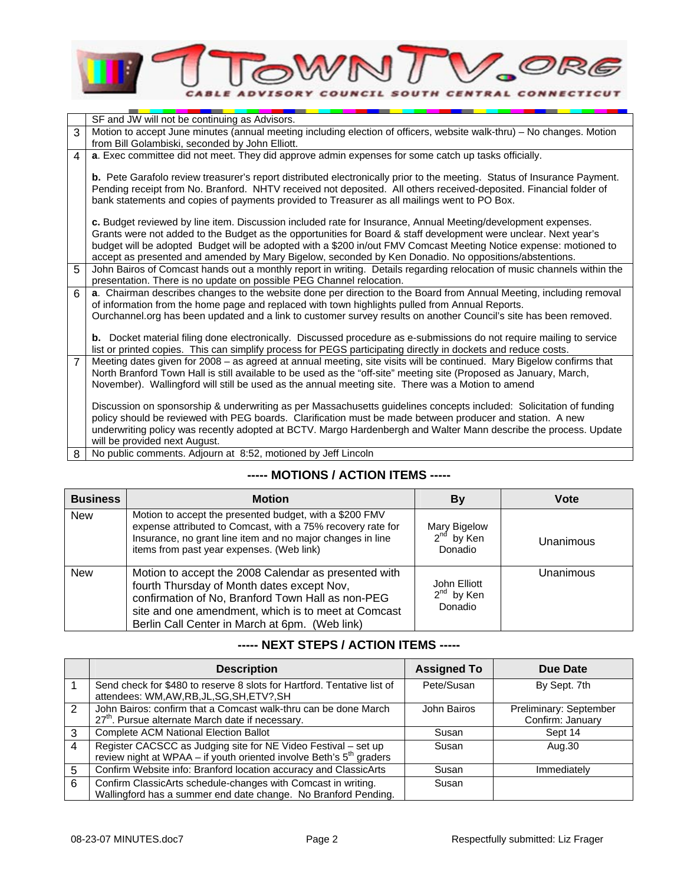1TOWNTV.ORG

CABLE ADVISORY COUNCIL SOUTH CENTRAL CONNECTICUT

| | |
|---|---|
| | SF and JW will not be continuing as Advisors. |
| 3 | Motion to accept June minutes (annual meeting including election of officers, website walk-thru) – No changes. Motion from Bill Golambiski, seconded by John Elliott. |
| 4 | **a**. Exec committee did not meet. They did approve admin expenses for some catch up tasks officially.<br><br>**b.** Pete Garafolo review treasurer's report distributed electronically prior to the meeting. Status of Insurance Payment. Pending receipt from No. Branford. NHTV received not deposited. All others received-deposited. Financial folder of bank statements and copies of payments provided to Treasurer as all mailings went to PO Box.<br><br>**c.** Budget reviewed by line item. Discussion included rate for Insurance, Annual Meeting/development expenses. Grants were not added to the Budget as the opportunities for Board & staff development were unclear. Next year's budget will be adopted Budget will be adopted with a $200 in/out FMV Comcast Meeting Notice expense: motioned to accept as presented and amended by Mary Bigelow, seconded by Ken Donadio. No oppositions/abstentions. |
| 5 | John Bairos of Comcast hands out a monthly report in writing. Details regarding relocation of music channels within the presentation. There is no update on possible PEG Channel relocation. |
| 6 | **a**. Chairman describes changes to the website done per direction to the Board from Annual Meeting, including removal of information from the home page and replaced with town highlights pulled from Annual Reports. Ourchannel.org has been updated and a link to customer survey results on another Council's site has been removed.<br><br>**b.** Docket material filing done electronically. Discussed procedure as e-submissions do not require mailing to service list or printed copies. This can simplify process for PEGS participating directly in dockets and reduce costs. |
| 7 | Meeting dates given for 2008 – as agreed at annual meeting, site visits will be continued. Mary Bigelow confirms that North Branford Town Hall is still available to be used as the "off-site" meeting site (Proposed as January, March, November). Wallingford will still be used as the annual meeting site. There was a Motion to amend<br><br>Discussion on sponsorship & underwriting as per Massachusetts guidelines concepts included: Solicitation of funding policy should be reviewed with PEG boards. Clarification must be made between producer and station. A new underwriting policy was recently adopted at BCTV. Margo Hardenbergh and Walter Mann describe the process. Update will be provided next August. |
| 8 | No public comments. Adjourn at 8:52, motioned by Jeff Lincoln |

## ----- MOTIONS / ACTION ITEMS -----

| Business | Motion | By | Vote |
|---|---|---|---|
| New | Motion to accept the presented budget, with a $200 FMV expense attributed to Comcast, with a 75% recovery rate for Insurance, no grant line item and no major changes in line items from past year expenses. (Web link) | Mary Bigelow 2nd by Ken Donadio | Unanimous |
| New | Motion to accept the 2008 Calendar as presented with fourth Thursday of Month dates except Nov, confirmation of No, Branford Town Hall as non-PEG site and one amendment, which is to meet at Comcast Berlin Call Center in March at 6pm. (Web link) | John Elliott 2nd by Ken Donadio | Unanimous |

## ----- NEXT STEPS / ACTION ITEMS -----

| | Description | Assigned To | Due Date |
|---|---|---|---|
| 1 | Send check for $480 to reserve 8 slots for Hartford. Tentative list of attendees: WM,AW,RB,JL,SG,SH,ETV?,SH | Pete/Susan | By Sept. 7th |
| 2 | John Bairos: confirm that a Comcast walk-thru can be done March 27th. Pursue alternate March date if necessary. | John Bairos | Preliminary: September Confirm: January |
| 3 | Complete ACM National Election Ballot | Susan | Sept 14 |
| 4 | Register CACSCC as Judging site for NE Video Festival – set up review night at WPAA – if youth oriented involve Beth's 5th graders | Susan | Aug.30 |
| 5 | Confirm Website info: Branford location accuracy and ClassicArts | Susan | Immediately |
| 6 | Confirm ClassicArts schedule-changes with Comcast in writing. Wallingford has a summer end date change. No Branford Pending. | Susan | |

08-23-07 MINUTES.doc7 Respectfully submitted: Liz Frager